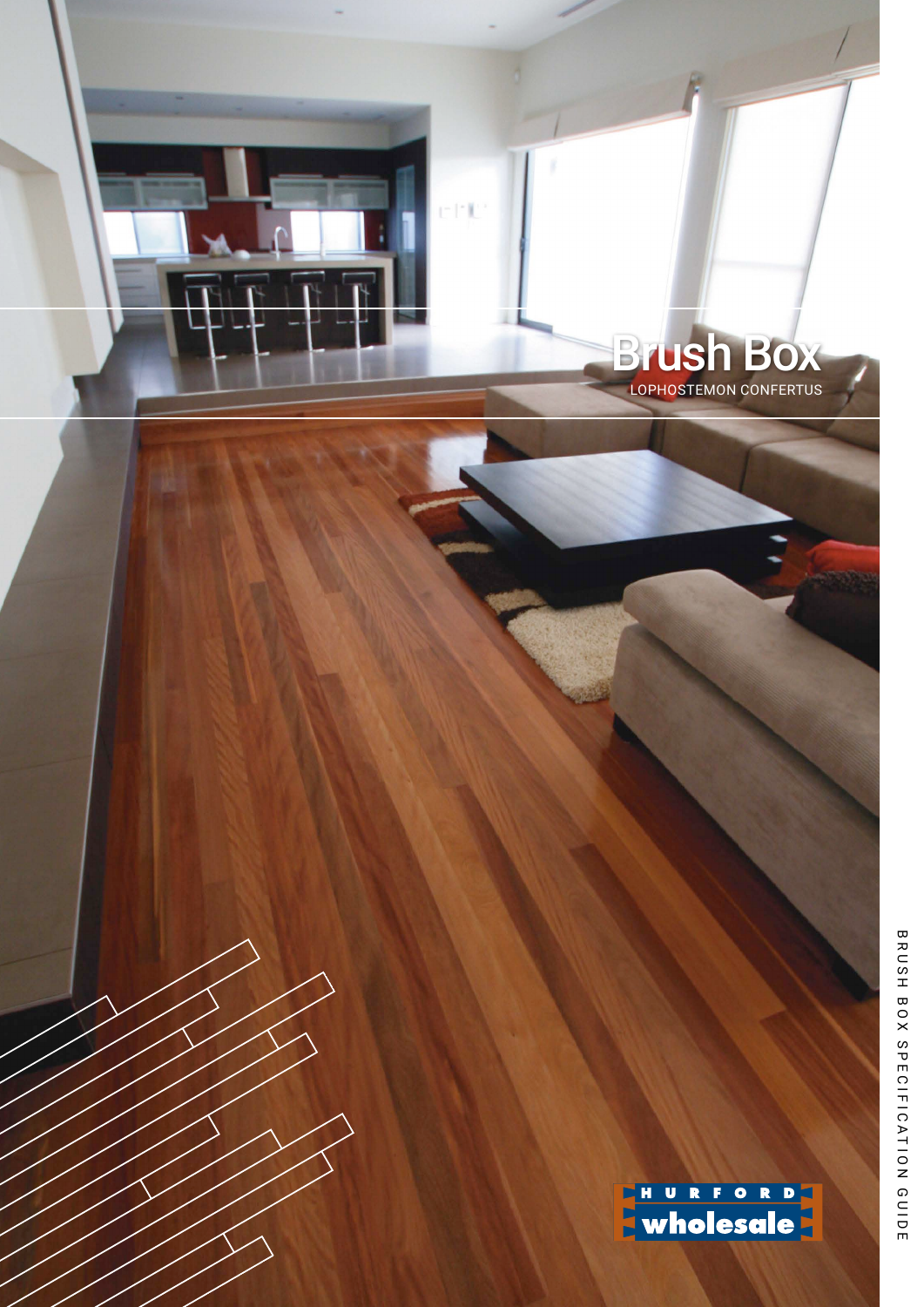# Brush Box

LOPHOSTEMON CONFERTUS

HURFORD wholesale

BRUSH BOX SPECIFICATION GUIDE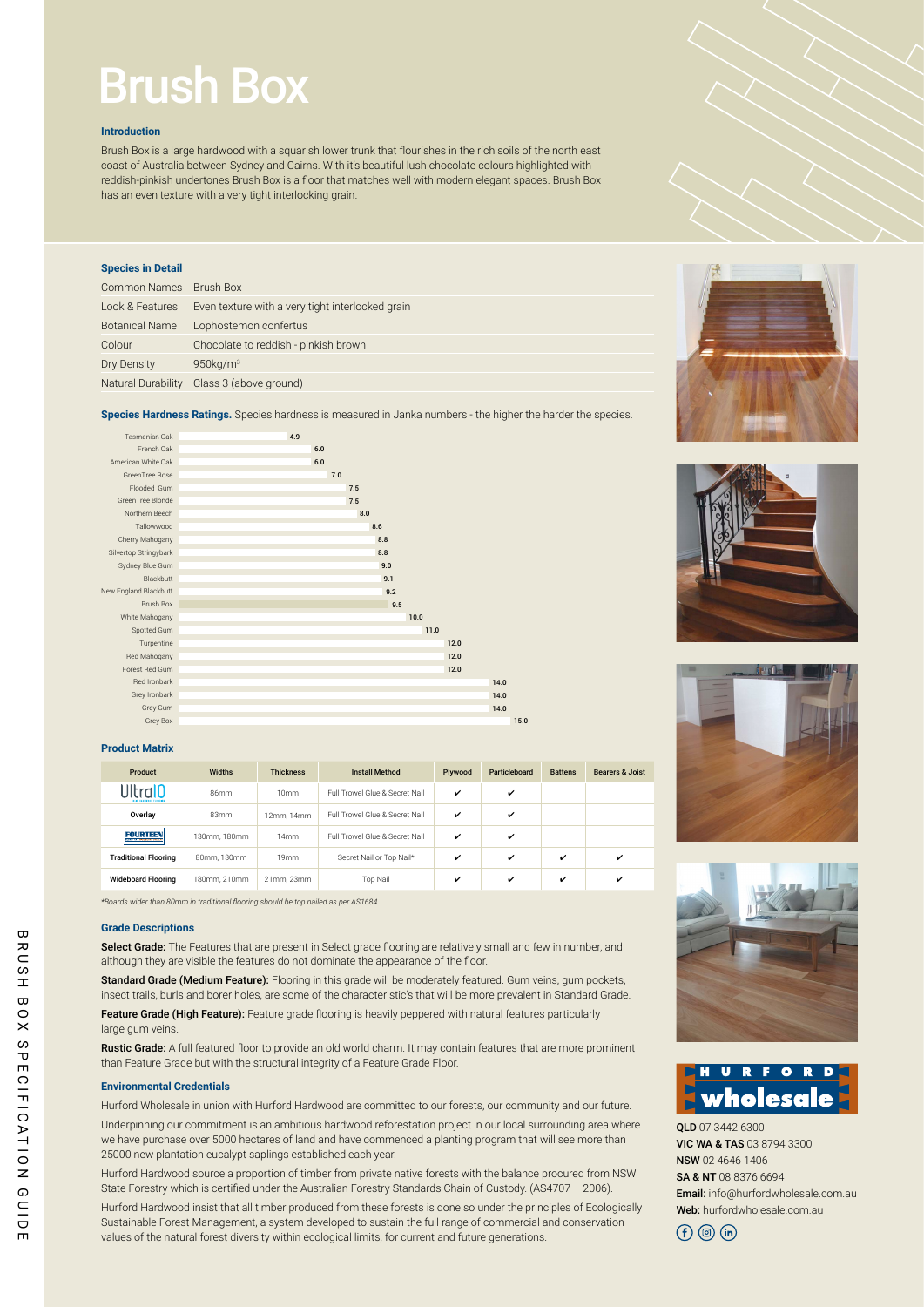# Brush Box

### Introduction

Brush Box is a large hardwood with a squarish lower trunk that flourishes in the rich soils of the north east coast of Australia between Sydney and Cairns. With it's beautiful lush chocolate colours highlighted with reddish-pinkish undertones Brush Box is a floor that matches well with modern elegant spaces. Brush Box has an even texture with a very tight interlocking grain.

### Species in Detail

| | |
|---|---|
| Common Names | Brush Box |
| Look & Features | Even texture with a very tight interlocked grain |
| Botanical Name | Lophostemon confertus |
| Colour | Chocolate to reddish - pinkish brown |
| Dry Density | 950kg/m³ |
| Natural Durability | Class 3 (above ground) |

**Species Hardness Ratings.** Species hardness is measured in Janka numbers - the higher the harder the species.

Tasmanian Oak 4.9
French Oak 6.0
American White Oak 6.0
GreenTree Rose 7.0
Flooded Gum 7.5
GreenTree Blonde 7.5
Northern Beech 8.0
Tallowwood 8.6
Cherry Mahogany 8.8
Silvertop Stringybark 8.8
Sydney Blue Gum 9.0
Blackbutt 9.1
New England Blackbutt 9.2
Brush Box 9.5
White Mahogany 10.0
Spotted Gum 11.0
Turpentine 12.0
Red Mahogany 12.0
Forest Red Gum 12.0
Red Ironbark 14.0
Grey Ironbark 14.0
Grey Gum 14.0
Grey Box 15.0

### Product Matrix

| Product | Widths | Thickness | Install Method | Plywood | Particleboard | Battens | Bearers & Joist |
|---|---|---|---|---|---|---|---|
| Ultra10 | 86mm | 10mm | Full Trowel Glue & Secret Nail | ✔ | ✔ | | |
| Overlay | 83mm | 12mm, 14mm | Full Trowel Glue & Secret Nail | ✔ | ✔ | | |
| FOURTEEN | 130mm, 180mm | 14mm | Full Trowel Glue & Secret Nail | ✔ | ✔ | | |
| Traditional Flooring | 80mm, 130mm | 19mm | Secret Nail or Top Nail* | ✔ | ✔ | ✔ | ✔ |
| Wideboard Flooring | 180mm, 210mm | 21mm, 23mm | Top Nail | ✔ | ✔ | ✔ | ✔ |

*\*Boards wider than 80mm in traditional flooring should be top nailed as per AS1684.*

### Grade Descriptions

**Select Grade:** The Features that are present in Select grade flooring are relatively small and few in number, and although they are visible the features do not dominate the appearance of the floor.

**Standard Grade (Medium Feature):** Flooring in this grade will be moderately featured. Gum veins, gum pockets, insect trails, burls and borer holes, are some of the characteristic's that will be more prevalent in Standard Grade.

**Feature Grade (High Feature):** Feature grade flooring is heavily peppered with natural features particularly large gum veins.

**Rustic Grade:** A full featured floor to provide an old world charm. It may contain features that are more prominent than Feature Grade but with the structural integrity of a Feature Grade Floor.

### Environmental Credentials

Hurford Wholesale in union with Hurford Hardwood are committed to our forests, our community and our future.

Underpinning our commitment is an ambitious hardwood reforestation project in our local surrounding area where we have purchase over 5000 hectares of land and have commenced a planting program that will see more than 25000 new plantation eucalypt saplings established each year.

Hurford Hardwood source a proportion of timber from private native forests with the balance procured from NSW State Forestry which is certified under the Australian Forestry Standards Chain of Custody. (AS4707 – 2006).

Hurford Hardwood insist that all timber produced from these forests is done so under the principles of Ecologically Sustainable Forest Management, a system developed to sustain the full range of commercial and conservation values of the natural forest diversity within ecological limits, for current and future generations.

HURFORD wholesale

**QLD** 07 3442 6300
**VIC WA & TAS** 03 8794 3300
**NSW** 02 4646 1406
**SA & NT** 08 8376 6694
**Email:** info@hurfordwholesale.com.au
**Web:** hurfordwholesale.com.au

BRUSH BOX SPECIFICATION GUIDE